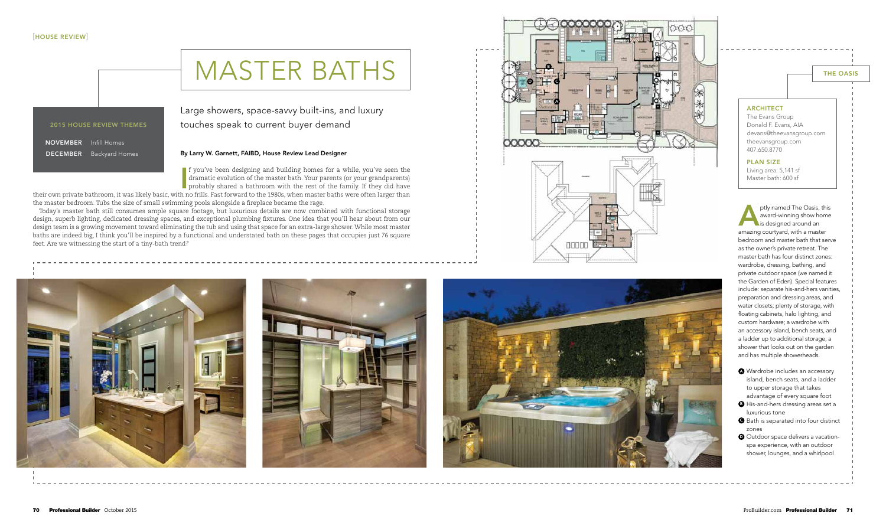[HOUSE REVIEW]

# MASTER BATHS

Large showers, space-savvy built-ins, and luxury touches speak to current buyer demand

**2015 HOUSE REVIEW THEMES**

**NOVEMBER** Infill Homes
**DECEMBER** Backyard Homes

**By Larry W. Garnett, FAIBD, House Review Lead Designer**

If you've been designing and building homes for a while, you've seen the dramatic evolution of the master bath. Your parents (or your grandparents) probably shared a bathroom with the rest of the family. If they did have their own private bathroom, it was likely basic, with no frills. Fast forward to the 1980s, when master baths were often larger than the master bedroom. Tubs the size of small swimming pools alongside a fireplace became the rage.

Today's master bath still consumes ample square footage, but luxurious details are now combined with functional storage design, superb lighting, dedicated dressing spaces, and exceptional plumbing fixtures. One idea that you'll hear about from our design team is a growing movement toward eliminating the tub and using that space for an extra-large shower. While most master baths are indeed big, I think you'll be inspired by a functional and understated bath on these pages that occupies just 76 square feet. Are we witnessing the start of a tiny-bath trend?

## THE OASIS

**ARCHITECT**
The Evans Group
Donald F. Evans, AIA
devans@theevansgroup.com
theevansgroup.com
407.650.8770

**PLAN SIZE**
Living area: 5,141 sf
Master bath: 600 sf

Aptly named The Oasis, this award-winning show home is designed around an amazing courtyard, with a master bedroom and master bath that serve as the owner's private retreat. The master bath has four distinct zones: wardrobe, dressing, bathing, and private outdoor space (we named it the Garden of Eden). Special features include: separate his-and-hers vanities, preparation and dressing areas, and water closets; plenty of storage, with floating cabinets, halo lighting, and custom hardware; a wardrobe with an accessory island, bench seats, and a ladder up to additional storage; a shower that looks out on the garden and has multiple showerheads.

- **A** Wardrobe includes an accessory island, bench seats, and a ladder to upper storage that takes advantage of every square foot
- **B** His-and-hers dressing areas set a luxurious tone
- **C** Bath is separated into four distinct zones
- **D** Outdoor space delivers a vacation-spa experience, with an outdoor shower, lounges, and a whirlpool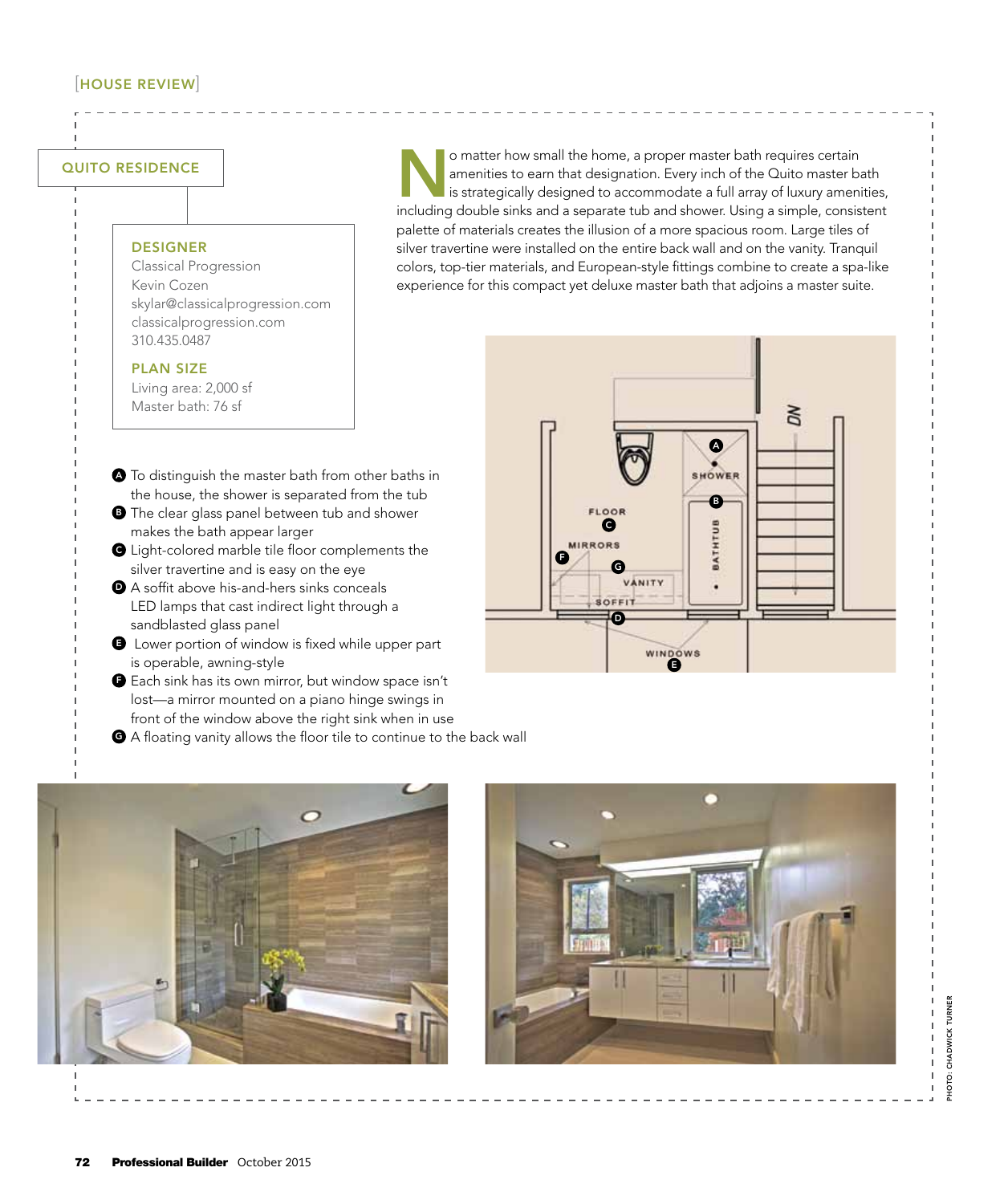[HOUSE REVIEW]

## QUITO RESIDENCE

### DESIGNER

Classical Progression
Kevin Cozen
skylar@classicalprogression.com
classicalprogression.com
310.435.0487

### PLAN SIZE

Living area: 2,000 sf
Master bath: 76 sf

No matter how small the home, a proper master bath requires certain amenities to earn that designation. Every inch of the Quito master bath is strategically designed to accommodate a full array of luxury amenities, including double sinks and a separate tub and shower. Using a simple, consistent palette of materials creates the illusion of a more spacious room. Large tiles of silver travertine were installed on the entire back wall and on the vanity. Tranquil colors, top-tier materials, and European-style fittings combine to create a spa-like experience for this compact yet deluxe master bath that adjoins a master suite.

- **A** To distinguish the master bath from other baths in the house, the shower is separated from the tub
- **B** The clear glass panel between tub and shower makes the bath appear larger
- **C** Light-colored marble tile floor complements the silver travertine and is easy on the eye
- **D** A soffit above his-and-hers sinks conceals LED lamps that cast indirect light through a sandblasted glass panel
- **E** Lower portion of window is fixed while upper part is operable, awning-style
- **F** Each sink has its own mirror, but window space isn't lost—a mirror mounted on a piano hinge swings in front of the window above the right sink when in use
- **G** A floating vanity allows the floor tile to continue to the back wall

PHOTO: CHADWICK TURNER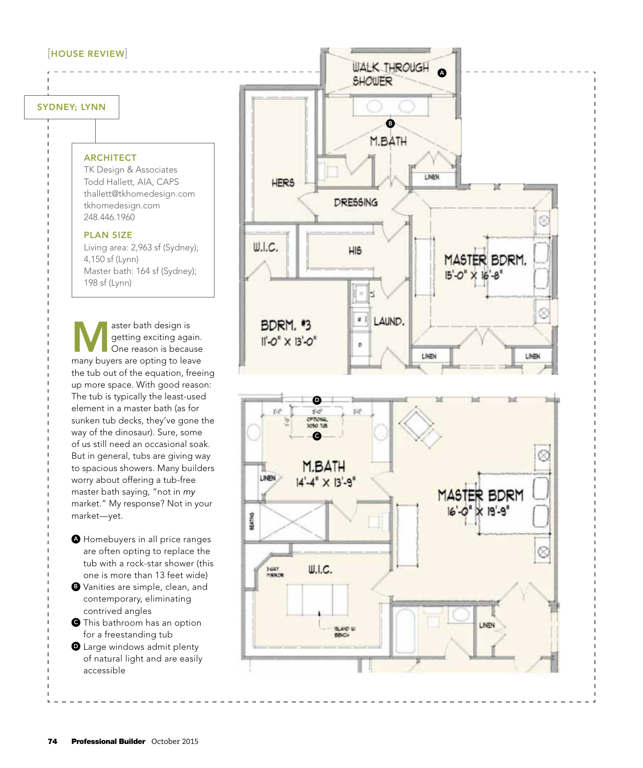[HOUSE REVIEW]

## SYDNEY; LYNN

### ARCHITECT

TK Design & Associates
Todd Hallett, AIA, CAPS
thallett@tkhomedesign.com
tkhomedesign.com
248.446.1960

### PLAN SIZE

Living area: 2,963 sf (Sydney); 4,150 sf (Lynn)
Master bath: 164 sf (Sydney); 198 sf (Lynn)

Master bath design is getting exciting again. One reason is because many buyers are opting to leave the tub out of the equation, freeing up more space. With good reason: The tub is typically the least-used element in a master bath (as for sunken tub decks, they've gone the way of the dinosaur). Sure, some of us still need an occasional soak. But in general, tubs are giving way to spacious showers. Many builders worry about offering a tub-free master bath saying, "not in *my* market." My response? Not in your market—yet.

- **A** Homebuyers in all price ranges are often opting to replace the tub with a rock-star shower (this one is more than 13 feet wide)
- **B** Vanities are simple, clean, and contemporary, eliminating contrived angles
- **C** This bathroom has an option for a freestanding tub
- **D** Large windows admit plenty of natural light and are easily accessible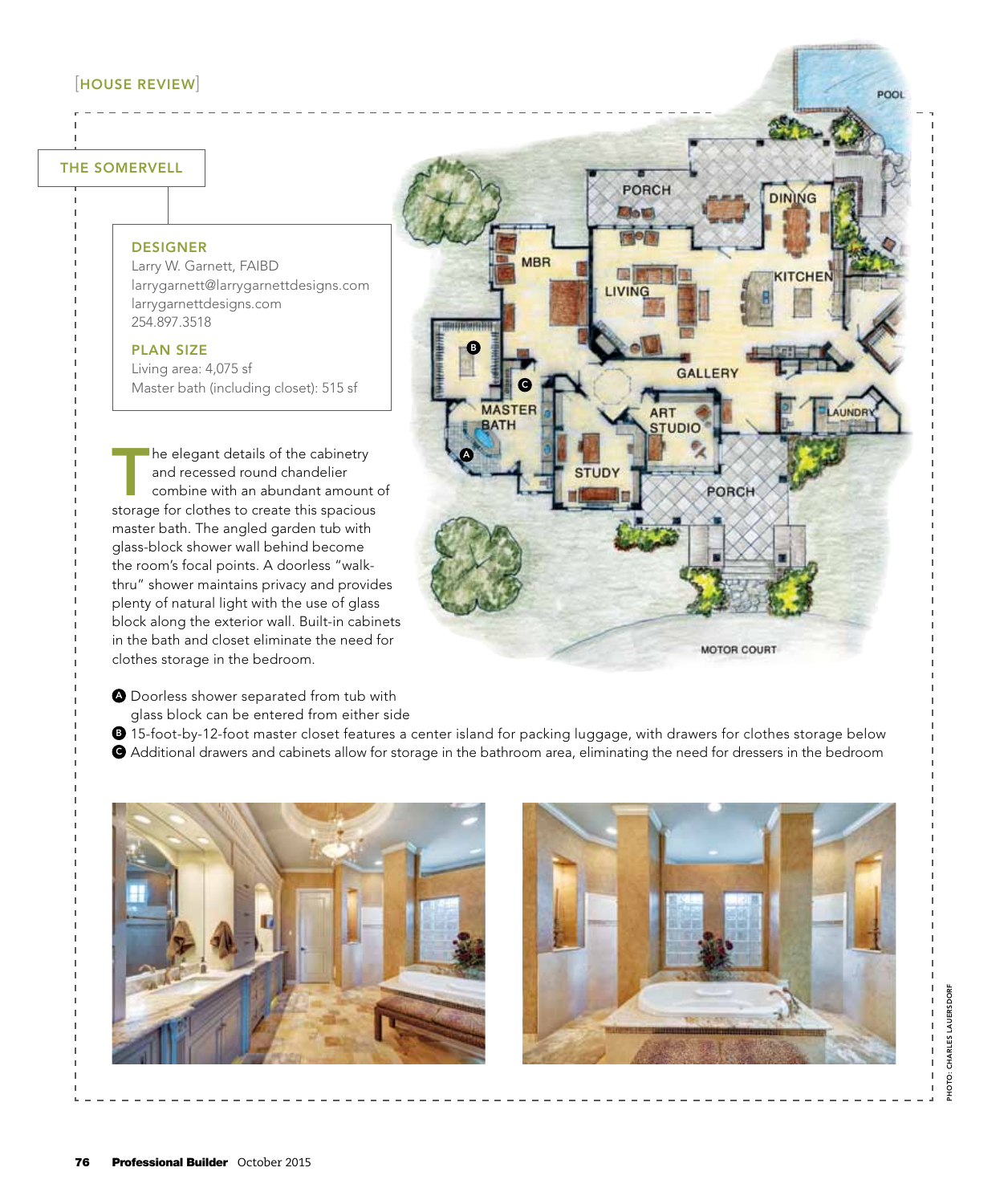[HOUSE REVIEW]

## THE SOMERVELL

**DESIGNER**
Larry W. Garnett, FAIBD
larrygarnett@larrygarnettdesigns.com
larrygarnettdesigns.com
254.897.3518

**PLAN SIZE**
Living area: 4,075 sf
Master bath (including closet): 515 sf

The elegant details of the cabinetry and recessed round chandelier combine with an abundant amount of storage for clothes to create this spacious master bath. The angled garden tub with glass-block shower wall behind become the room's focal points. A doorless "walk-thru" shower maintains privacy and provides plenty of natural light with the use of glass block along the exterior wall. Built-in cabinets in the bath and closet eliminate the need for clothes storage in the bedroom.

- **A** Doorless shower separated from tub with glass block can be entered from either side
- **B** 15-foot-by-12-foot master closet features a center island for packing luggage, with drawers for clothes storage below
- **C** Additional drawers and cabinets allow for storage in the bathroom area, eliminating the need for dressers in the bedroom

PHOTO: CHARLES LAUERSDORF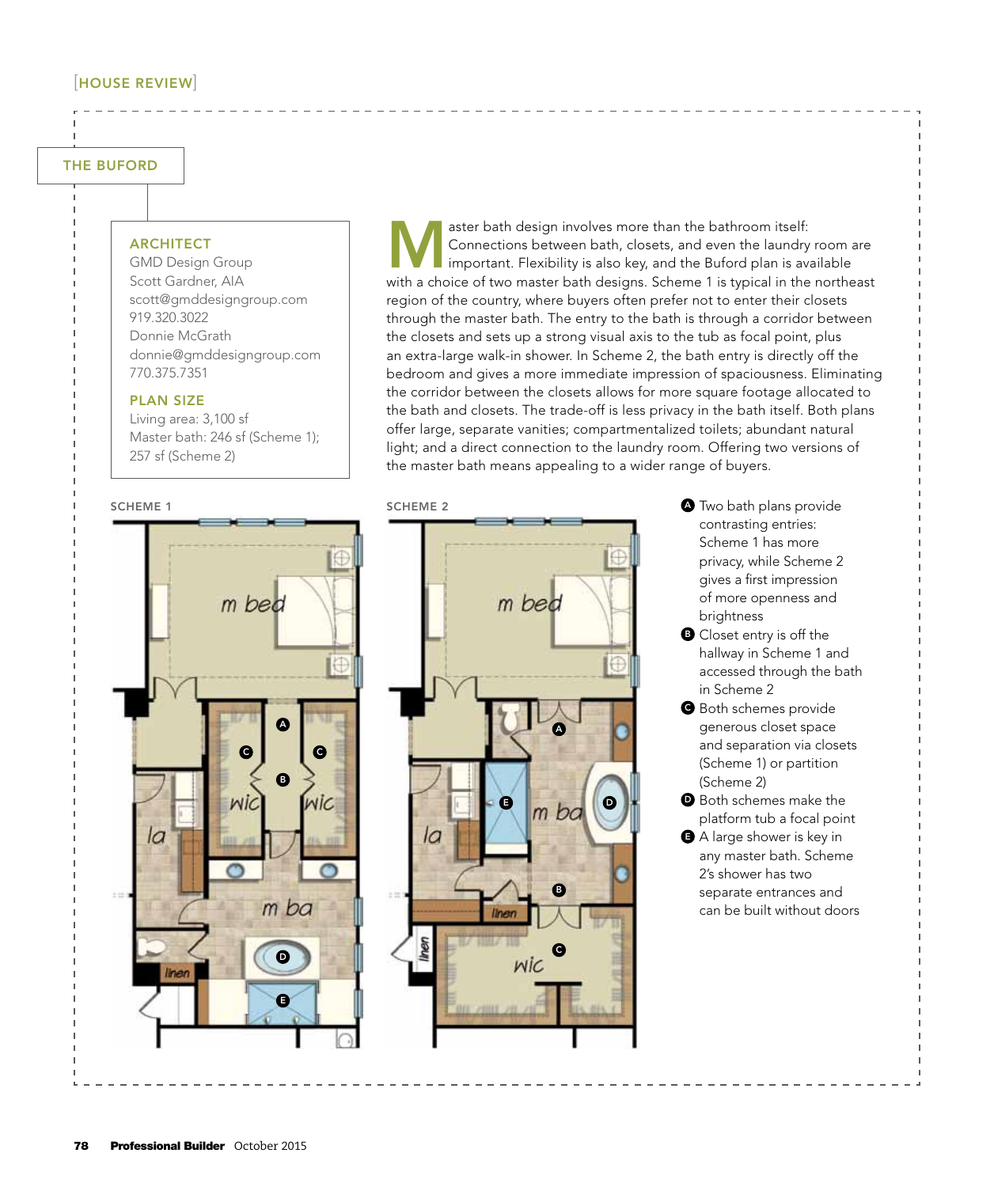[HOUSE REVIEW]

## THE BUFORD

**ARCHITECT**
GMD Design Group
Scott Gardner, AIA
scott@gmddesigngroup.com
919.320.3022
Donnie McGrath
donnie@gmddesigngroup.com
770.375.7351

**PLAN SIZE**
Living area: 3,100 sf
Master bath: 246 sf (Scheme 1); 257 sf (Scheme 2)

Master bath design involves more than the bathroom itself: Connections between bath, closets, and even the laundry room are important. Flexibility is also key, and the Buford plan is available with a choice of two master bath designs. Scheme 1 is typical in the northeast region of the country, where buyers often prefer not to enter their closets through the master bath. The entry to the bath is through a corridor between the closets and sets up a strong visual axis to the tub as focal point, plus an extra-large walk-in shower. In Scheme 2, the bath entry is directly off the bedroom and gives a more immediate impression of spaciousness. Eliminating the corridor between the closets allows for more square footage allocated to the bath and closets. The trade-off is less privacy in the bath itself. Both plans offer large, separate vanities; compartmentalized toilets; abundant natural light; and a direct connection to the laundry room. Offering two versions of the master bath means appealing to a wider range of buyers.

SCHEME 1

m bed
wic
wic
la
m ba
linen
A
B
C
C
D
E

SCHEME 2

m bed
m ba
la
linen
linen
wic
A
B
C
D
E

- **A** Two bath plans provide contrasting entries: Scheme 1 has more privacy, while Scheme 2 gives a first impression of more openness and brightness
- **B** Closet entry is off the hallway in Scheme 1 and accessed through the bath in Scheme 2
- **C** Both schemes provide generous closet space and separation via closets (Scheme 1) or partition (Scheme 2)
- **D** Both schemes make the platform tub a focal point
- **E** A large shower is key in any master bath. Scheme 2's shower has two separate entrances and can be built without doors